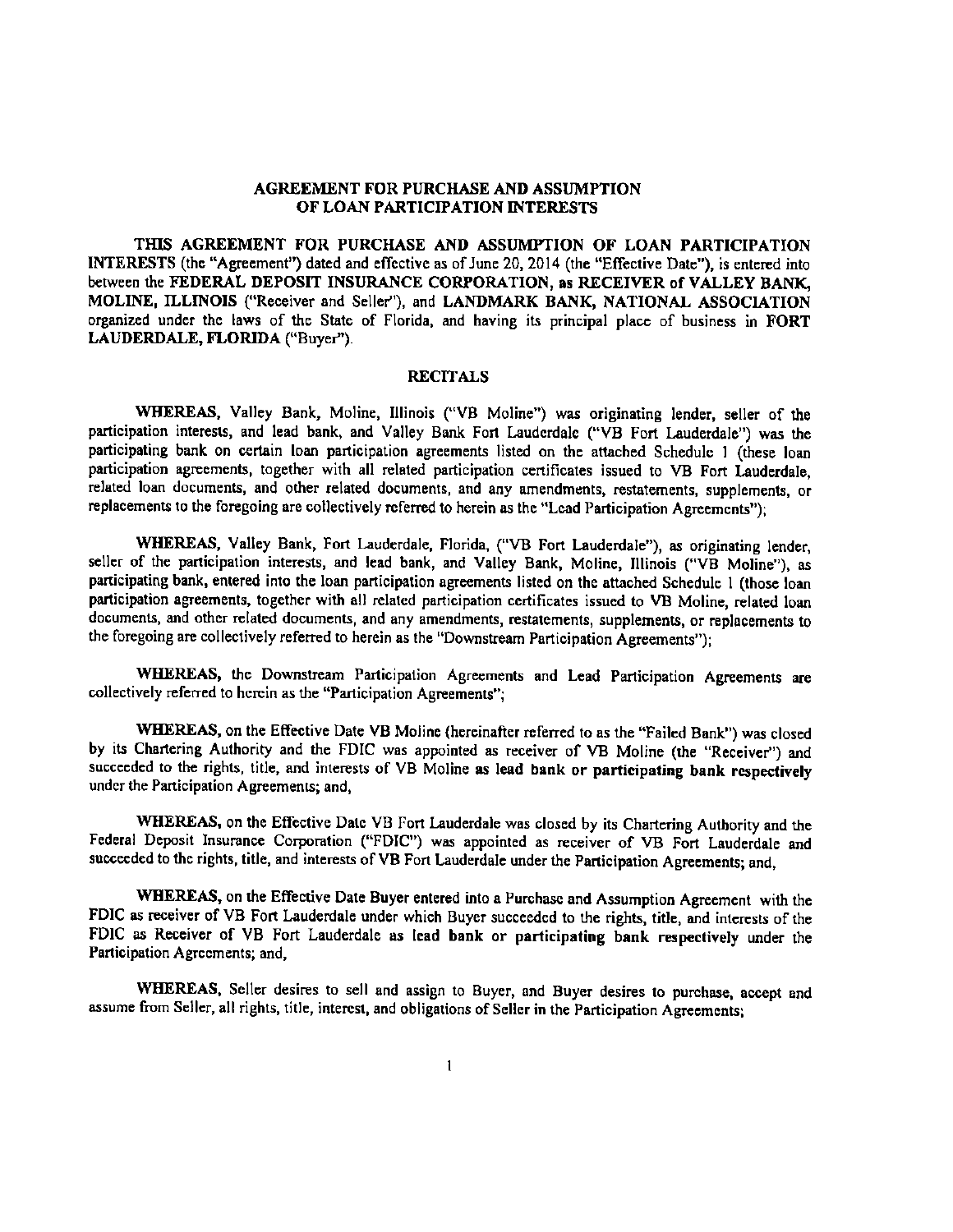**AGREEMENT FOR PURCHASE AND ASSUMPTION OF LOAN PARTICIPATION INTERESTS**

THIS AGREEMENT FOR PURCHASE AND ASSUMPTION OF LOAN PARTICIPATION INTERESTS (the "Agreement") dated and effective as of June 20, 2014 (the "Effective Date"), is entered into between the **FEDERAL DEPOSIT INSURANCE CORPORATION, as RECEIVER of VALLEY BANK, MOLINE, ILLINOIS** ("Receiver and Seller"), and **LANDMARK BANK, NATIONAL ASSOCIATION** organized under the laws of the State of Florida, and having its principal place of business in **FORT LAUDERDALE, FLORIDA** ("Buyer").

**RECITALS**

**WHEREAS,** Valley Bank, Moline, Illinois ("VB Moline") was originating lender, seller of the participation interests, and lead bank, and Valley Bank Fort Lauderdale ("VB Fort Lauderdale") was the participating bank on certain loan participation agreements listed on the attached Schedule 1 (these loan participation agreements, together with all related participation certificates issued to VB Fort Lauderdale, related loan documents, and other related documents, and any amendments, restatements, supplements, or replacements to the foregoing are collectively referred to herein as the "Lead Participation Agreements");

**WHEREAS,** Valley Bank, Fort Lauderdale, Florida, ("VB Fort Lauderdale"), as originating lender, seller of the participation interests, and lead bank, and Valley Bank, Moline, Illinois ("VB Moline"), as participating bank, entered into the loan participation agreements listed on the attached Schedule 1 (those loan participation agreements, together with all related participation certificates issued to VB Moline, related loan documents, and other related documents, and any amendments, restatements, supplements, or replacements to the foregoing are collectively referred to herein as the "Downstream Participation Agreements");

**WHEREAS,** the Downstream Participation Agreements and Lead Participation Agreements are collectively referred to herein as the "Participation Agreements";

**WHEREAS,** on the Effective Date VB Moline (hereinafter referred to as the "Failed Bank") was closed by its Chartering Authority and the FDIC was appointed as receiver of VB Moline (the "Receiver") and succeeded to the rights, title, and interests of VB Moline **as lead bank or participating bank respectively** under the Participation Agreements; and,

**WHEREAS,** on the Effective Date VB Fort Lauderdale was closed by its Chartering Authority and the Federal Deposit Insurance Corporation ("FDIC") was appointed as receiver of VB Fort Lauderdale and succeeded to the rights, title, and interests of VB Fort Lauderdale under the Participation Agreements; and,

**WHEREAS,** on the Effective Date Buyer entered into a Purchase and Assumption Agreement with the FDIC as receiver of VB Fort Lauderdale under which Buyer succeeded to the rights, title, and interests of the FDIC as Receiver of VB Fort Lauderdale **as lead bank or participating bank respectively** under the Participation Agreements; and,

**WHEREAS,** Seller desires to sell and assign to Buyer, and Buyer desires to purchase, accept and assume from Seller, all rights, title, interest, and obligations of Seller in the Participation Agreements;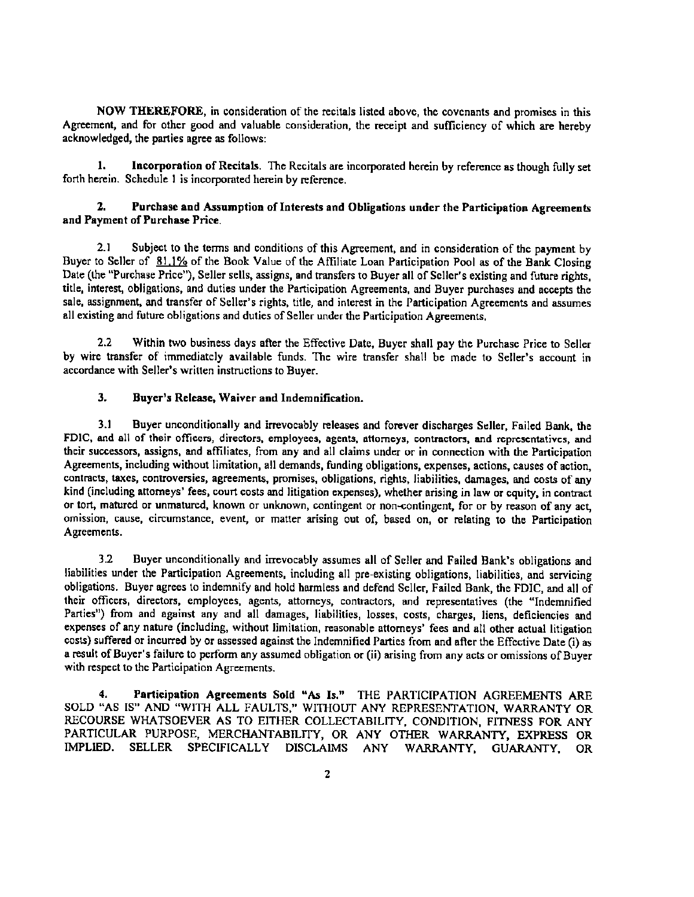**NOW THEREFORE**, in consideration of the recitals listed above, the covenants and promises in this Agreement, and for other good and valuable consideration, the receipt and sufficiency of which are hereby acknowledged, the parties agree as follows:

1. **Incorporation of Recitals.** The Recitals are incorporated herein by reference as though fully set forth herein. Schedule 1 is incorporated herein by reference.

2. **Purchase and Assumption of Interests and Obligations under the Participation Agreements and Payment of Purchase Price.**

2.1 Subject to the terms and conditions of this Agreement, and in consideration of the payment by Buyer to Seller of 81.1% of the Book Value of the Affiliate Loan Participation Pool as of the Bank Closing Date (the "Purchase Price"), Seller sells, assigns, and transfers to Buyer all of Seller's existing and future rights, title, interest, obligations, and duties under the Participation Agreements, and Buyer purchases and accepts the sale, assignment, and transfer of Seller's rights, title, and interest in the Participation Agreements and assumes all existing and future obligations and duties of Seller under the Participation Agreements.

2.2 Within two business days after the Effective Date, Buyer shall pay the Purchase Price to Seller by wire transfer of immediately available funds. The wire transfer shall be made to Seller's account in accordance with Seller's written instructions to Buyer.

3. **Buyer's Release, Waiver and Indemnification.**

3.1 Buyer unconditionally and irrevocably releases and forever discharges Seller, Failed Bank, the FDIC, and all of their officers, directors, employees, agents, attorneys, contractors, and representatives, and their successors, assigns, and affiliates, from any and all claims under or in connection with the Participation Agreements, including without limitation, all demands, funding obligations, expenses, actions, causes of action, contracts, taxes, controversies, agreements, promises, obligations, rights, liabilities, damages, and costs of any kind (including attorneys' fees, court costs and litigation expenses), whether arising in law or equity, in contract or tort, matured or unmatured, known or unknown, contingent or non-contingent, for or by reason of any act, omission, cause, circumstance, event, or matter arising out of, based on, or relating to the Participation Agreements.

3.2 Buyer unconditionally and irrevocably assumes all of Seller and Failed Bank's obligations and liabilities under the Participation Agreements, including all pre-existing obligations, liabilities, and servicing obligations. Buyer agrees to indemnify and hold harmless and defend Seller, Failed Bank, the FDIC, and all of their officers, directors, employees, agents, attorneys, contractors, and representatives (the "Indemnified Parties") from and against any and all damages, liabilities, losses, costs, charges, liens, deficiencies and expenses of any nature (including, without limitation, reasonable attorneys' fees and all other actual litigation costs) suffered or incurred by or assessed against the Indemnified Parties from and after the Effective Date (i) as a result of Buyer's failure to perform any assumed obligation or (ii) arising from any acts or omissions of Buyer with respect to the Participation Agreements.

4. **Participation Agreements Sold "As Is."** THE PARTICIPATION AGREEMENTS ARE SOLD "AS IS" AND "WITH ALL FAULTS," WITHOUT ANY REPRESENTATION, WARRANTY OR RECOURSE WHATSOEVER AS TO EITHER COLLECTABILITY, CONDITION, FITNESS FOR ANY PARTICULAR PURPOSE, MERCHANTABILITY, OR ANY OTHER WARRANTY, EXPRESS OR IMPLIED. SELLER SPECIFICALLY DISCLAIMS ANY WARRANTY, GUARANTY, OR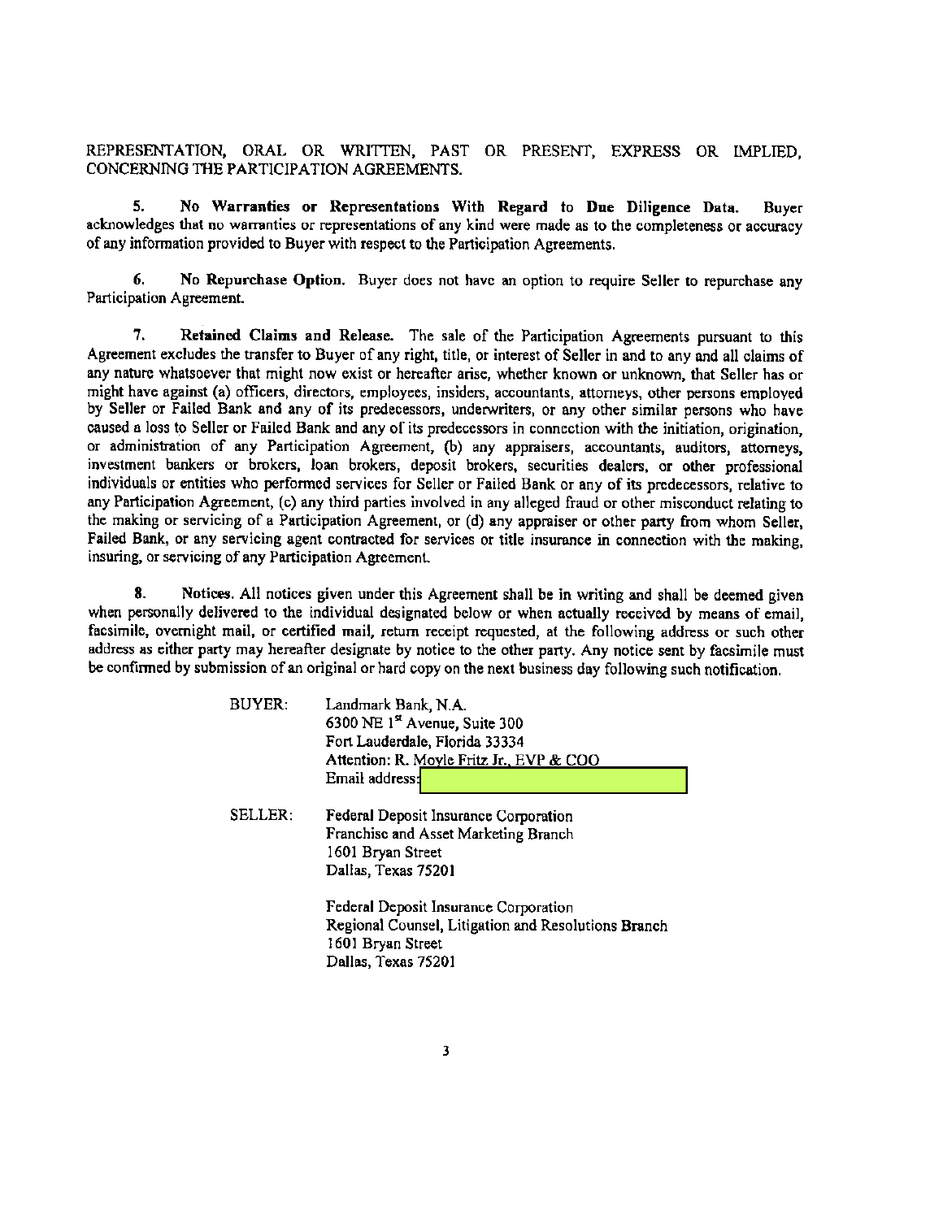REPRESENTATION, ORAL OR WRITTEN, PAST OR PRESENT, EXPRESS OR IMPLIED, CONCERNING THE PARTICIPATION AGREEMENTS.

**5. No Warranties or Representations With Regard to Due Diligence Data.** Buyer acknowledges that no warranties or representations of any kind were made as to the completeness or accuracy of any information provided to Buyer with respect to the Participation Agreements.

**6. No Repurchase Option.** Buyer does not have an option to require Seller to repurchase any Participation Agreement.

**7. Retained Claims and Release.** The sale of the Participation Agreements pursuant to this Agreement excludes the transfer to Buyer of any right, title, or interest of Seller in and to any and all claims of any nature whatsoever that might now exist or hereafter arise, whether known or unknown, that Seller has or might have against (a) officers, directors, employees, insiders, accountants, attorneys, other persons employed by Seller or Failed Bank and any of its predecessors, underwriters, or any other similar persons who have caused a loss to Seller or Failed Bank and any of its predecessors in connection with the initiation, origination, or administration of any Participation Agreement, (b) any appraisers, accountants, auditors, attorneys, investment bankers or brokers, loan brokers, deposit brokers, securities dealers, or other professional individuals or entities who performed services for Seller or Failed Bank or any of its predecessors, relative to any Participation Agreement, (c) any third parties involved in any alleged fraud or other misconduct relating to the making or servicing of a Participation Agreement, or (d) any appraiser or other party from whom Seller, Failed Bank, or any servicing agent contracted for services or title insurance in connection with the making, insuring, or servicing of any Participation Agreement.

**8. Notices.** All notices given under this Agreement shall be in writing and shall be deemed given when personally delivered to the individual designated below or when actually received by means of email, facsimile, overnight mail, or certified mail, return receipt requested, at the following address or such other address as either party may hereafter designate by notice to the other party. Any notice sent by facsimile must be confirmed by submission of an original or hard copy on the next business day following such notification.

BUYER:
Landmark Bank, N.A.
6300 NE 1st Avenue, Suite 300
Fort Lauderdale, Florida 33334
Attention: R. Moyle Fritz Jr., EVP & COO
Email address:

SELLER:
Federal Deposit Insurance Corporation
Franchise and Asset Marketing Branch
1601 Bryan Street
Dallas, Texas 75201

Federal Deposit Insurance Corporation
Regional Counsel, Litigation and Resolutions Branch
1601 Bryan Street
Dallas, Texas 75201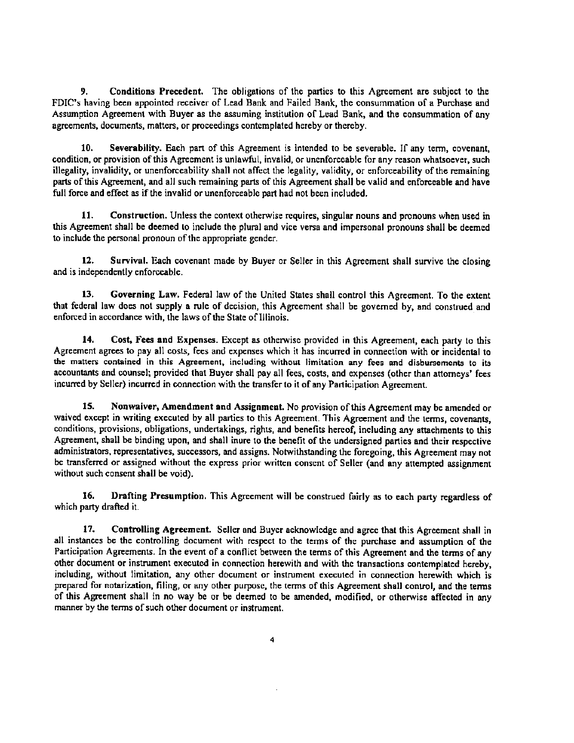9. **Conditions Precedent.** The obligations of the parties to this Agreement are subject to the FDIC's having been appointed receiver of Lead Bank and Failed Bank, the consummation of a Purchase and Assumption Agreement with Buyer as the assuming institution of Lead Bank, and the consummation of any agreements, documents, matters, or proceedings contemplated hereby or thereby.

10. **Severability.** Each part of this Agreement is intended to be severable. If any term, covenant, condition, or provision of this Agreement is unlawful, invalid, or unenforceable for any reason whatsoever, such illegality, invalidity, or unenforceability shall not affect the legality, validity, or enforceability of the remaining parts of this Agreement, and all such remaining parts of this Agreement shall be valid and enforceable and have full force and effect as if the invalid or unenforceable part had not been included.

11. **Construction.** Unless the context otherwise requires, singular nouns and pronouns when used in this Agreement shall be deemed to include the plural and vice versa and impersonal pronouns shall be deemed to include the personal pronoun of the appropriate gender.

12. **Survival.** Each covenant made by Buyer or Seller in this Agreement shall survive the closing and is independently enforceable.

13. **Governing Law.** Federal law of the United States shall control this Agreement. To the extent that federal law does not supply a rule of decision, this Agreement shall be governed by, and construed and enforced in accordance with, the laws of the State of Illinois.

14. **Cost, Fees and Expenses.** Except as otherwise provided in this Agreement, each party to this Agreement agrees to pay all costs, fees and expenses which it has incurred in connection with or incidental to the matters contained in this Agreement, including without limitation any fees and disbursements to its accountants and counsel; provided that Buyer shall pay all fees, costs, and expenses (other than attorneys' fees incurred by Seller) incurred in connection with the transfer to it of any Participation Agreement.

15. **Nonwaiver, Amendment and Assignment.** No provision of this Agreement may be amended or waived except in writing executed by all parties to this Agreement. This Agreement and the terms, covenants, conditions, provisions, obligations, undertakings, rights, and benefits hereof, including any attachments to this Agreement, shall be binding upon, and shall inure to the benefit of the undersigned parties and their respective administrators, representatives, successors, and assigns. Notwithstanding the foregoing, this Agreement may not be transferred or assigned without the express prior written consent of Seller (and any attempted assignment without such consent shall be void).

16. **Drafting Presumption.** This Agreement will be construed fairly as to each party regardless of which party drafted it.

17. **Controlling Agreement.** Seller and Buyer acknowledge and agree that this Agreement shall in all instances be the controlling document with respect to the terms of the purchase and assumption of the Participation Agreements. In the event of a conflict between the terms of this Agreement and the terms of any other document or instrument executed in connection herewith and with the transactions contemplated hereby, including, without limitation, any other document or instrument executed in connection herewith which is prepared for notarization, filing, or any other purpose, the terms of this Agreement shall control, and the terms of this Agreement shall in no way be or be deemed to be amended, modified, or otherwise affected in any manner by the terms of such other document or instrument.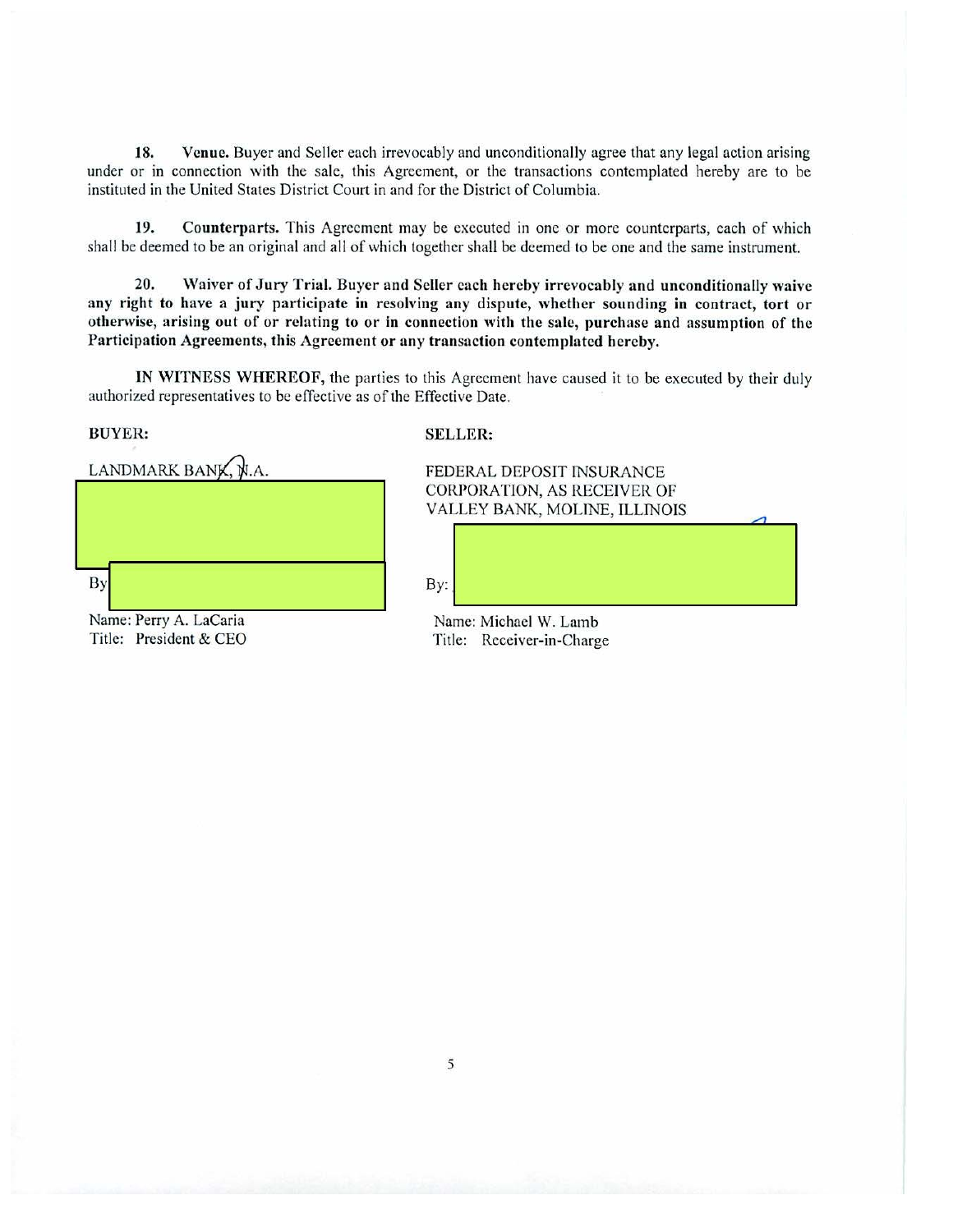**18. Venue.** Buyer and Seller each irrevocably and unconditionally agree that any legal action arising under or in connection with the sale, this Agreement, or the transactions contemplated hereby are to be instituted in the United States District Court in and for the District of Columbia.

**19. Counterparts.** This Agreement may be executed in one or more counterparts, each of which shall be deemed to be an original and all of which together shall be deemed to be one and the same instrument.

**20. Waiver of Jury Trial. Buyer and Seller each hereby irrevocably and unconditionally waive any right to have a jury participate in resolving any dispute, whether sounding in contract, tort or otherwise, arising out of or relating to or in connection with the sale, purchase and assumption of the Participation Agreements, this Agreement or any transaction contemplated hereby.**

**IN WITNESS WHEREOF,** the parties to this Agreement have caused it to be executed by their duly authorized representatives to be effective as of the Effective Date.

**BUYER:**

LANDMARK BANK, N.A.

By: 

Name: Perry A. LaCaria
Title: President & CEO

**SELLER:**

FEDERAL DEPOSIT INSURANCE CORPORATION, AS RECEIVER OF VALLEY BANK, MOLINE, ILLINOIS

By: 

Name: Michael W. Lamb
Title: Receiver-in-Charge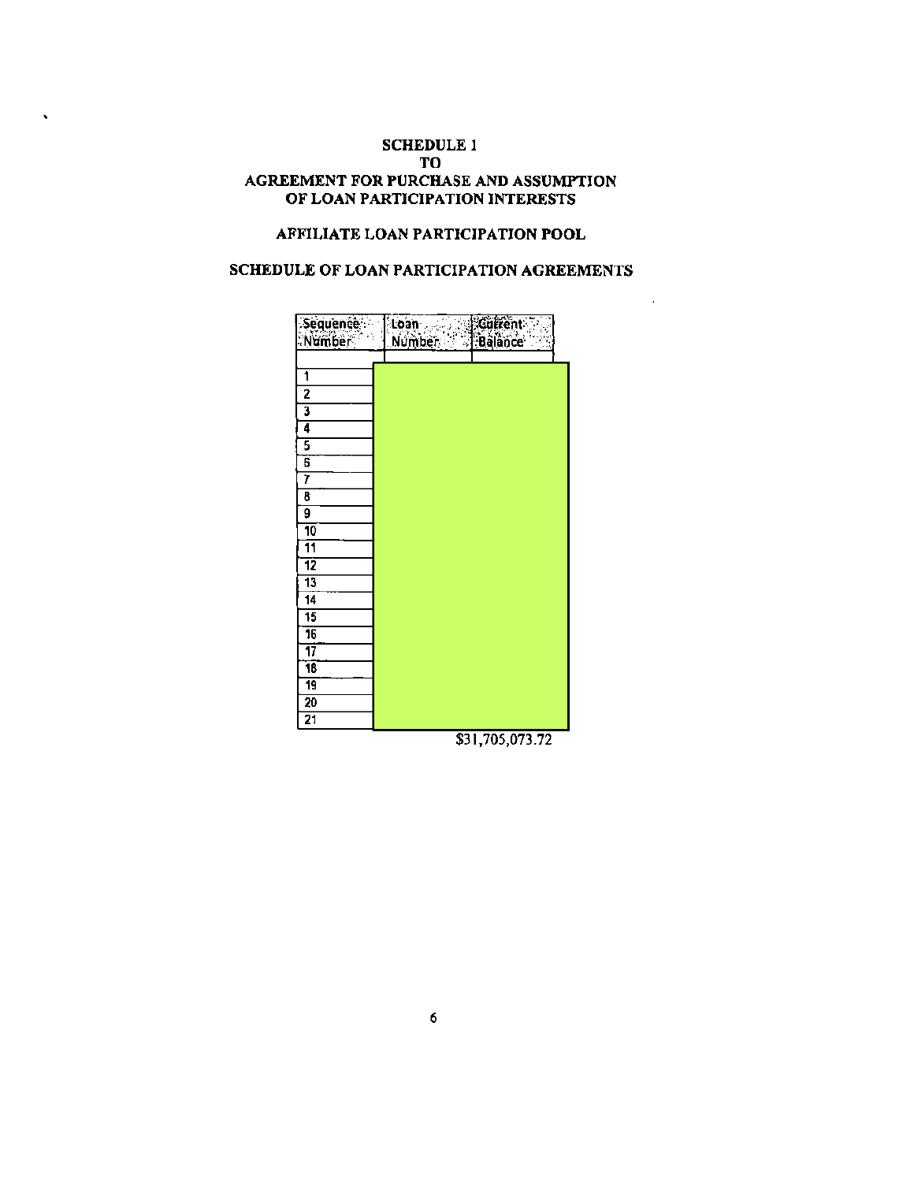# SCHEDULE 1
# TO
# AGREEMENT FOR PURCHASE AND ASSUMPTION OF LOAN PARTICIPATION INTERESTS

## AFFILIATE LOAN PARTICIPATION POOL

## SCHEDULE OF LOAN PARTICIPATION AGREEMENTS

| Sequence Number | Loan Number | Current Balance |
|---|---|---|
| 1 | | |
| 2 | | |
| 3 | | |
| 4 | | |
| 5 | | |
| 6 | | |
| 7 | | |
| 8 | | |
| 9 | | |
| 10 | | |
| 11 | | |
| 12 | | |
| 13 | | |
| 14 | | |
| 15 | | |
| 16 | | |
| 17 | | |
| 18 | | |
| 19 | | |
| 20 | | |
| 21 | | |
| | | $31,705,073.72 |